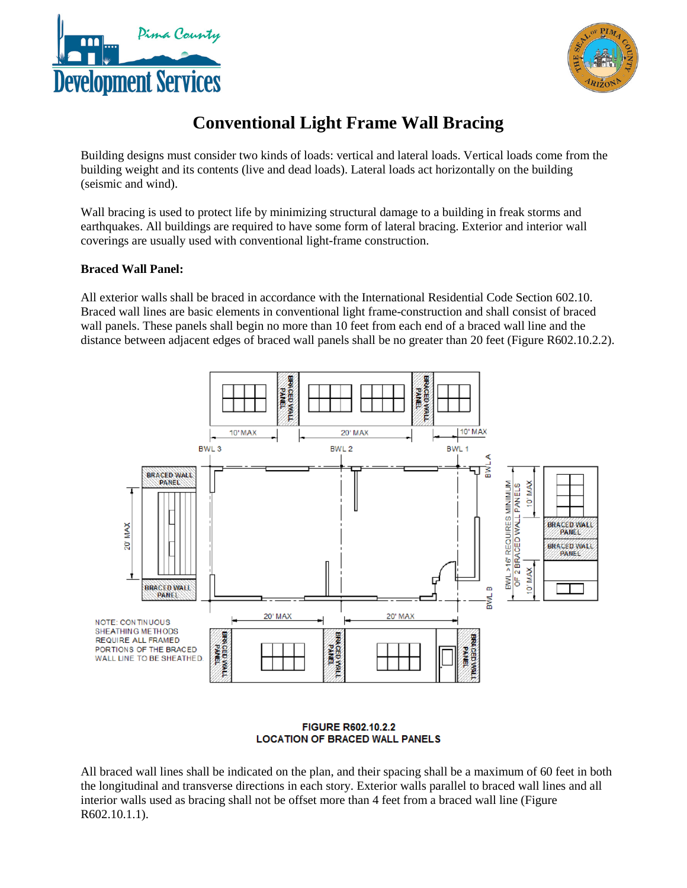# Conventional Light Frame Wall Bracing

Building designs must consider two kinds of loads: vertical and lateral loads. Vertical loads come from the building weight and its contents (live and dead loads). Lateral loads act horizontally on the building (seismic and wind).

Wall bracing is used to protect life by minimizing structural damage to a building in freak storms and earthquakes. All buildings are required to have some form of lateral bracing. Exterior and interior wall coverings are usually used with conventional light-frame construction.

**Braced Wall Panel:**

All exterior walls shall be braced in accordance with the International Residential Code Section 602.10. Braced wall lines are basic elements in conventional light frame-construction and shall consist of braced wall panels. These panels shall begin no more than 10 feet from each end of a braced wall line and the distance between adjacent edges of braced wall panels shall be no greater than 20 feet (Figure R602.10.2.2).

NOTE: CONTINUOUS SHEATHING METHODS REQUIRE ALL FRAMED PORTIONS OF THE BRACED WALL LINE TO BE SHEATHED.

**FIGURE R602.10.2.2**
**LOCATION OF BRACED WALL PANELS**

All braced wall lines shall be indicated on the plan, and their spacing shall be a maximum of 60 feet in both the longitudinal and transverse directions in each story. Exterior walls parallel to braced wall lines and all interior walls used as bracing shall not be offset more than 4 feet from a braced wall line (Figure R602.10.1.1).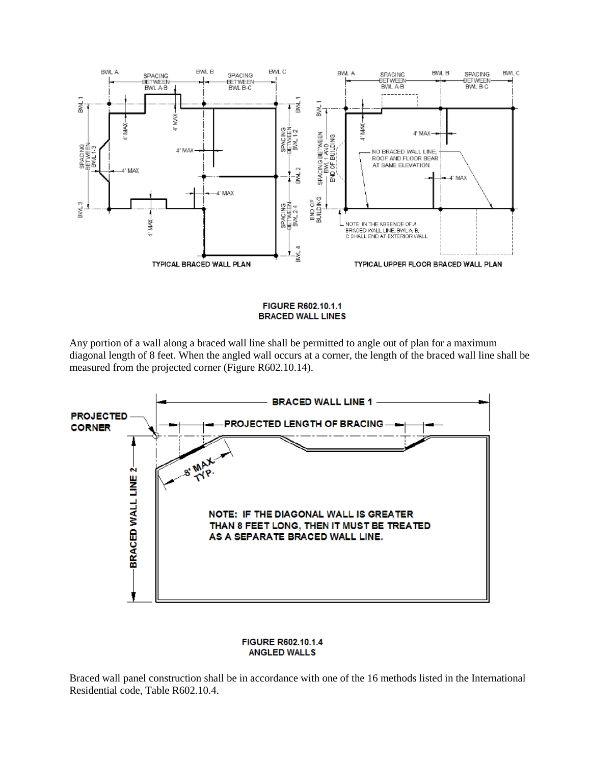**FIGURE R602.10.1.1**
**BRACED WALL LINES**

Any portion of a wall along a braced wall line shall be permitted to angle out of plan for a maximum diagonal length of 8 feet. When the angled wall occurs at a corner, the length of the braced wall line shall be measured from the projected corner (Figure R602.10.14).

**FIGURE R602.10.1.4**
**ANGLED WALLS**

Braced wall panel construction shall be in accordance with one of the 16 methods listed in the International Residential code, Table R602.10.4.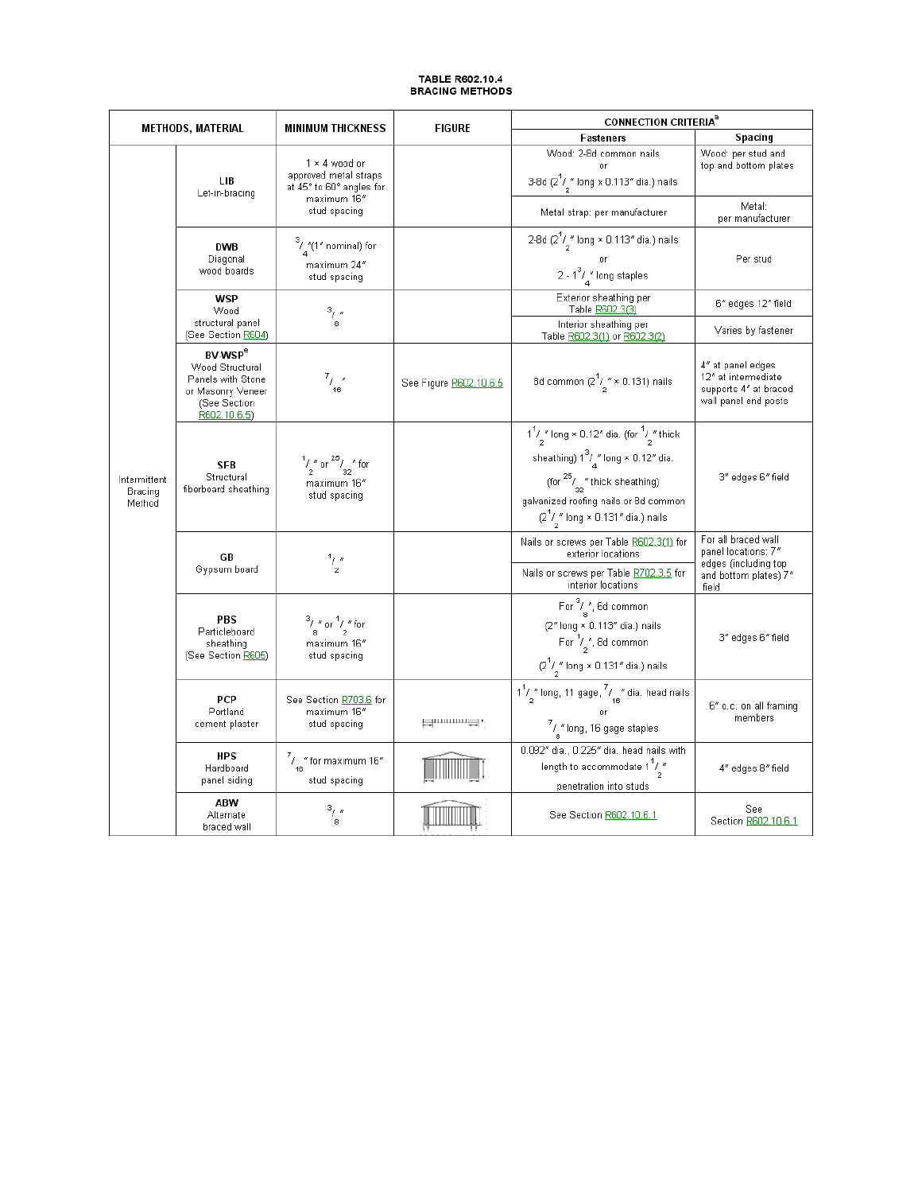**TABLE R602.10.4**
**BRACING METHODS**

| METHODS, MATERIAL | | MINIMUM THICKNESS | FIGURE | CONNECTION CRITERIA[a] | |
|---|---|---|---|---|---|
| | | | | Fasteners | Spacing |
| Intermittent Bracing Method | **LIB** Let-in-bracing | 1 × 4 wood or approved metal straps at 45° to 60° angles for maximum 16″ stud spacing | | Wood: 2-8d common nails or 3-8d ($2\frac{1}{2}$″ long x 0.113″ dia.) nails | Wood: per stud and top and bottom plates |
| | | | | Metal strap: per manufacturer | Metal: per manufacturer |
| | **DWB** Diagonal wood boards | $\frac{3}{4}$″(1″ nominal) for maximum 24″ stud spacing | | 2-8d ($2\frac{1}{2}$″ long × 0.113″ dia.) nails or 2 - $1\frac{3}{4}$″ long staples | Per stud |
| | **WSP** Wood structural panel (See Section R604) | $\frac{3}{8}$″ | | Exterior sheathing per Table R602.3(3) | 6″ edges 12″ field |
| | | | | Interior sheathing per Table R602.3(1) or R602.3(2) | Varies by fastener |
| | **BV-WSP**[e] Wood Structural Panels with Stone or Masonry Veneer (See Section R602.10.6.5) | $\frac{7}{16}$″ | See Figure R602.10.6.5 | 8d common ($2\frac{1}{2}$″ × 0.131) nails | 4″ at panel edges 12″ at intermediate supports 4″ at braced wall panel end posts |
| | **SFB** Structural fiberboard sheathing | $\frac{1}{2}$″ or $\frac{25}{32}$″ for maximum 16″ stud spacing | | $1\frac{1}{2}$″ long × 0.12″ dia. (for $\frac{1}{2}$″ thick sheathing) $1\frac{3}{4}$″ long × 0.12″ dia. (for $\frac{25}{32}$″ thick sheathing) galvanized roofing nails or 8d common ($2\frac{1}{2}$″ long × 0.131″ dia.) nails | 3″ edges 6″ field |
| | **GB** Gypsum board | $\frac{1}{2}$″ | | Nails or screws per Table R602.3(1) for exterior locations | For all braced wall panel locations: 7″ edges (including top and bottom plates) 7″ field |
| | | | | Nails or screws per Table R702.3.5 for interior locations | |
| | **PBS** Particleboard sheathing (See Section R605) | $\frac{3}{8}$″ or $\frac{1}{2}$″ for maximum 16″ stud spacing | | For $\frac{3}{8}$″, 6d common (2″ long × 0.113″ dia.) nails For $\frac{1}{2}$″, 8d common ($2\frac{1}{2}$″ long × 0.131″ dia.) nails | 3″ edges 6″ field |
| | **PCP** Portland cement plaster | See Section R703.6 for maximum 16″ stud spacing | | $1\frac{1}{2}$″ long, 11 gage, $\frac{7}{16}$″ dia. head nails or $\frac{7}{8}$″ long, 16 gage staples | 6″ o.c. on all framing members |
| | **HPS** Hardboard panel siding | $\frac{7}{16}$″ for maximum 16″ stud spacing | | 0.092″ dia., 0.225″ dia. head nails with length to accommodate $1\frac{1}{2}$″ penetration into studs | 4″ edges 8″ field |
| | **ABW** Alternate braced wall | $\frac{3}{8}$″ | | See Section R602.10.6.1 | See Section R602.10.6.1 |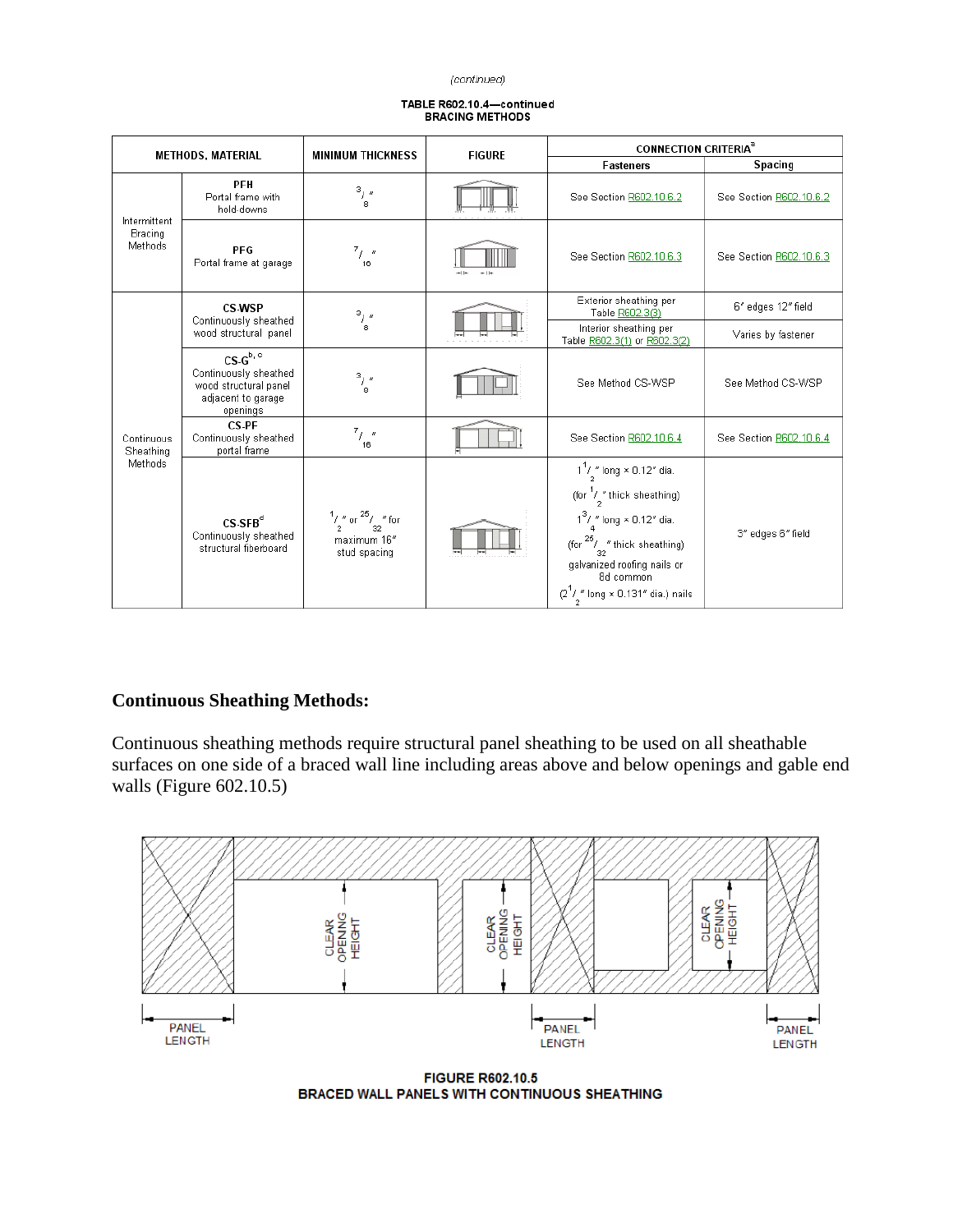*(continued)*

**TABLE R602.10.4—continued**
**BRACING METHODS**

| METHODS, MATERIAL | | MINIMUM THICKNESS | FIGURE | CONNECTION CRITERIA[a] | |
|---|---|---|---|---|---|
| | | | | Fasteners | Spacing |
| Intermittent Bracing Methods | **PFH** Portal frame with hold-downs | $^3/_8$" | | See Section R602.10.6.2 | See Section R602.10.6.2 |
| | **PFG** Portal frame at garage | $^7/_{16}$" | | See Section R602.10.6.3 | See Section R602.10.6.3 |
| Continuous Sheathing Methods | **CS-WSP** Continuously sheathed wood structural panel | $^3/_8$" | | Exterior sheathing per Table R602.3(3) | 6" edges 12" field |
| | | | | Interior sheathing per Table R602.3(1) or R602.3(2) | Varies by fastener |
| | **CS-G**[b, c] Continuously sheathed wood structural panel adjacent to garage openings | $^3/_8$" | | See Method CS-WSP | See Method CS-WSP |
| | **CS-PF** Continuously sheathed portal frame | $^7/_{16}$" | | See Section R602.10.6.4 | See Section R602.10.6.4 |
| | **CS-SFB**[d] Continuously sheathed structural fiberboard | $^1/_2$" or $^{25}/_{32}$" for maximum 16" stud spacing | | $1^1/_2$" long × 0.12" dia. (for $^1/_2$" thick sheathing) $1^3/_4$" long × 0.12" dia. (for $^{25}/_{32}$" thick sheathing) galvanized roofing nails or 8d common ($2^1/_2$" long × 0.131" dia.) nails | 3" edges 6" field |

## Continuous Sheathing Methods:

Continuous sheathing methods require structural panel sheathing to be used on all sheathable surfaces on one side of a braced wall line including areas above and below openings and gable end walls (Figure 602.10.5)

**FIGURE R602.10.5**
**BRACED WALL PANELS WITH CONTINUOUS SHEATHING**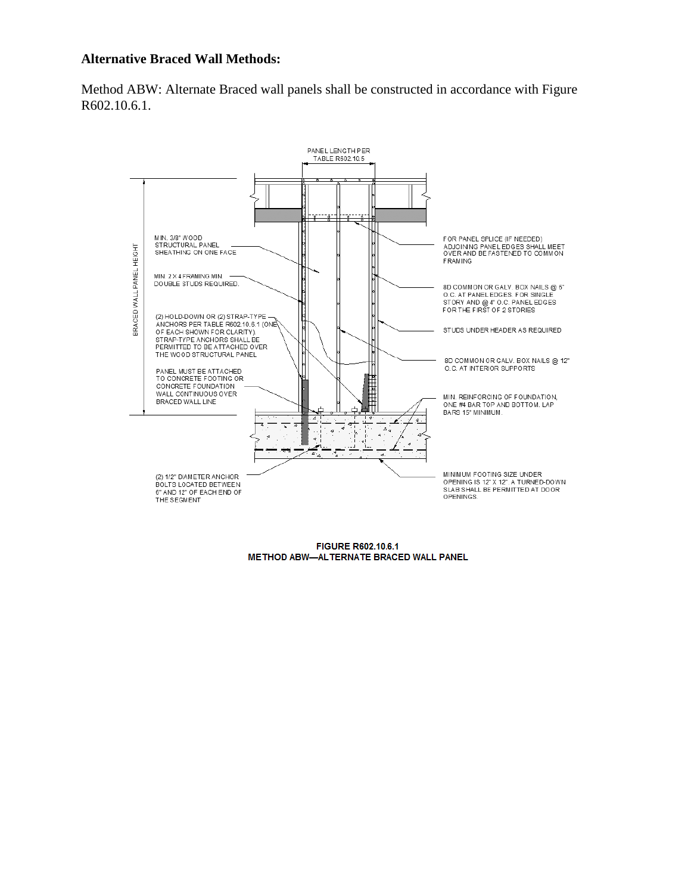## Alternative Braced Wall Methods:

Method ABW: Alternate Braced wall panels shall be constructed in accordance with Figure R602.10.6.1.

PANEL LENGTH PER TABLE R602.10.5

BRACED WALL PANEL HEIGHT

MIN. 3/8" WOOD STRUCTURAL PANEL SHEATHING ON ONE FACE

MIN. 2 X 4 FRAMING MIN. DOUBLE STUDS REQUIRED.

(2) HOLD-DOWN OR (2) STRAP-TYPE ANCHORS PER TABLE R602.10.6.1 (ONE OF EACH SHOWN FOR CLARITY). STRAP-TYPE ANCHORS SHALL BE PERMITTED TO BE ATTACHED OVER THE WOOD STRUCTURAL PANEL

PANEL MUST BE ATTACHED TO CONCRETE FOOTING OR CONCRETE FOUNDATION WALL CONTINUOUS OVER BRACED WALL LINE

(2) 1/2" DIAMETER ANCHOR BOLTS LOCATED BETWEEN 6" AND 12" OF EACH END OF THE SEGMENT

FOR PANEL SPLICE (IF NEEDED) ADJOINING PANEL EDGES SHALL MEET OVER AND BE FASTENED TO COMMON FRAMING

8D COMMON OR GALV. BOX NAILS @ 6" O.C. AT PANEL EDGES. FOR SINGLE STORY AND @ 4" O.C. PANEL EDGES FOR THE FIRST OF 2 STORIES

STUDS UNDER HEADER AS REQUIRED

8D COMMON OR GALV. BOX NAILS @ 12" O.C. AT INTERIOR SUPPORTS

MIN. REINFORCING OF FOUNDATION, ONE #4 BAR TOP AND BOTTOM. LAP BARS 15" MINIMUM.

MINIMUM FOOTING SIZE UNDER OPENING IS 12" X 12". A TURNED-DOWN SLAB SHALL BE PERMITTED AT DOOR OPENINGS.

**FIGURE R602.10.6.1**
**METHOD ABW—ALTERNATE BRACED WALL PANEL**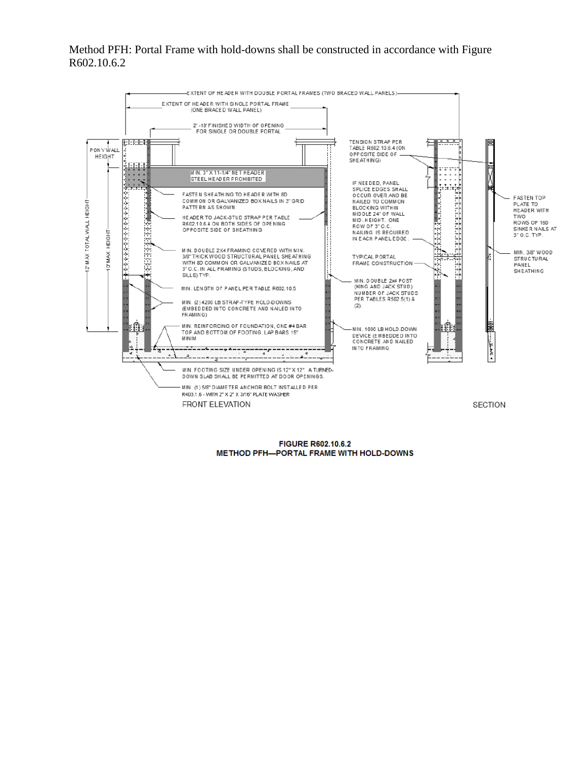Method PFH: Portal Frame with hold-downs shall be constructed in accordance with Figure R602.10.6.2

EXTENT OF HEADER WITH DOUBLE PORTAL FRAMES (TWO BRACED WALL PANELS)

EXTENT OF HEADER WITH SINGLE PORTAL FRAME (ONE BRACED WALL PANEL)

2' -18' FINISHED WIDTH OF OPENING FOR SINGLE OR DOUBLE PORTAL

PONY WALL HEIGHT

12' MAX TOTAL WALL HEIGHT

10' MAX. HEIGHT

MIN. 3" X 11-1/4" NET HEADER STEEL HEADER PROHIBITED

FASTEN SHEATHING TO HEADER WITH 8D COMMON OR GALVANIZED BOX NAILS IN 3" GRID PATTERN AS SHOWN

HEADER TO JACK-STUD STRAP PER TABLE R602.10.6.4 ON BOTH SIDES OF OPENING OPPOSITE SIDE OF SHEATHING

MIN. DOUBLE 2X4 FRAMING COVERED WITH MIN. 3/8" THICK WOOD STRUCTURAL PANEL SHEATHING WITH 8D COMMON OR GALVANIZED BOX NAILS AT 3" O.C. IN ALL FRAMING (STUDS, BLOCKING, AND SILLS) TYP.

MIN. LENGTH OF PANEL PER TABLE R602.10.5

MIN. (2) 4200 LB STRAP-TYPE HOLD-DOWNS (EMBEDDED INTO CONCRETE AND NAILED INTO FRAMING)

MIN. REINFORCING OF FOUNDATION, ONE #4 BAR TOP AND BOTTOM OF FOOTING. LAP BARS 15" MINIM

MIN. FOOTING SIZE UNDER OPENING IS 12" X 12". A TURNED-DOWN SLAB SHALL BE PERMITTED AT DOOR OPENINGS.

MIN. (1) 5/8" DIAMETER ANCHOR BOLT INSTALLED PER R403.1.6 - WITH 2" X 2" X 3/16" PLATE WASHER

TENSION STRAP PER TABLE R602.10.6.4 (ON OPPOSITE SIDE OF SHEATHING)

IF NEEDED, PANEL SPLICE EDGES SHALL OCCUR OVER AND BE NAILED TO COMMON BLOCKING WITHIN MIDDLE 24" OF WALL MID-HEIGHT. ONE ROW OF 3" O.C. NAILING IS REQUIRED IN EACH PANEL EDGE.

TYPICAL PORTAL FRAME CONSTRUCTION

MIN. DOUBLE 2x4 POST (KING AND JACK STUD). NUMBER OF JACK STUDS PER TABLES R502.5(1) & (2).

MIN. 1000 LB HOLD-DOWN DEVICE (EMBEDDED INTO CONCRETE AND NAILED INTO FRAMING)

FASTEN TOP PLATE TO HEADER WITH TWO ROWS OF 16D SINKER NAILS AT 3" O.C. TYP.

MIN. 3/8" WOOD STRUCTURAL PANEL SHEATHING

FRONT ELEVATION

SECTION

**FIGURE R602.10.6.2**
**METHOD PFH—PORTAL FRAME WITH HOLD-DOWNS**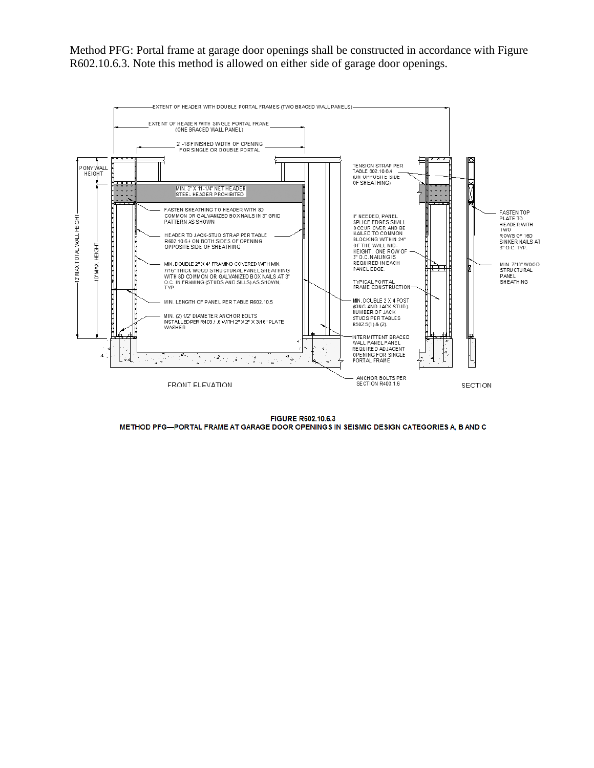Method PFG: Portal frame at garage door openings shall be constructed in accordance with Figure R602.10.6.3. Note this method is allowed on either side of garage door openings.

EXTENT OF HEADER WITH DOUBLE PORTAL FRAMES (TWO BRACED WALL PANELS)

EXTENT OF HEADER WITH SINGLE PORTAL FRAME (ONE BRACED WALL PANEL)

2'-18 FINISHED WIDTH OF OPENING FOR SINGLE OR DOUBLE PORTAL

PONY WALL HEIGHT

12' MAX TOTAL WALL HEIGHT

10' MAX. HEIGHT

MIN. 3" X 11-1/4" NET HEADER STEEL HEADER PROHIBITED

FASTEN SHEATHING TO HEADER WITH 8D COMMON OR GALVANIZED BOX NAILS IN 3" GRID PATTERN AS SHOWN

HEADER TO JACK-STUD STRAP PER TABLE R602.10.6.4 ON BOTH SIDES OF OPENING OPPOSITE SIDE OF SHEATHING

MIN. DOUBLE 2" X 4" FRAMING COVERED WITH MIN. 7/16" THICK WOOD STRUCTURAL PANEL SHEATHING WITH 8D COMMON OR GALVANIZED BOX NAILS AT 3" O.C. IN FRAMING (STUDS AND SILLS) AS SHOWN, TYP.

MIN. LENGTH OF PANEL PER TABLE R602.10.5

MIN. (2) 1/2" DIAMETER ANCHOR BOLTS INSTALLED PER R403.1.6 WITH 2" X 2" X 3/16" PLATE WASHER

TENSION STRAP PER TABLE 602.10.6.4 (ON OPPOSITE SIDE OF SHEATHING)

IF NEEDED, PANEL SPLICE EDGES SHALL OCCUR OVER AND BE NAILED TO COMMON BLOCKING WITHIN 24" OF THE WALL MID-HEIGHT. ONE ROW OF 3" O.C. NAILING IS REQUIRED IN EACH PANEL EDGE.

TYPICAL PORTAL FRAME CONSTRUCTION

MIN. DOUBLE 2 X 4 POST (KING AND JACK STUD). NUMBER OF JACK STUDS PER TABLES R502.5(1) & (2).

INTERMITTENT BRACED WALL PANEL PANEL REQUIRED ADJACENT OPENING FOR SINGLE PORTAL FRAME

ANCHOR BOLTS PER SECTION R403.1.6

FASTEN TOP PLATE TO HEADER WITH TWO ROWS OF 16D SINKER NAILS AT 3" O.C. TYP.

MIN. 7/16" WOOD STRUCTURAL PANEL SHEATHING

FRONT ELEVATION

SECTION

**FIGURE R602.10.6.3**
**METHOD PFG—PORTAL FRAME AT GARAGE DOOR OPENINGS IN SEISMIC DESIGN CATEGORIES A, B AND C**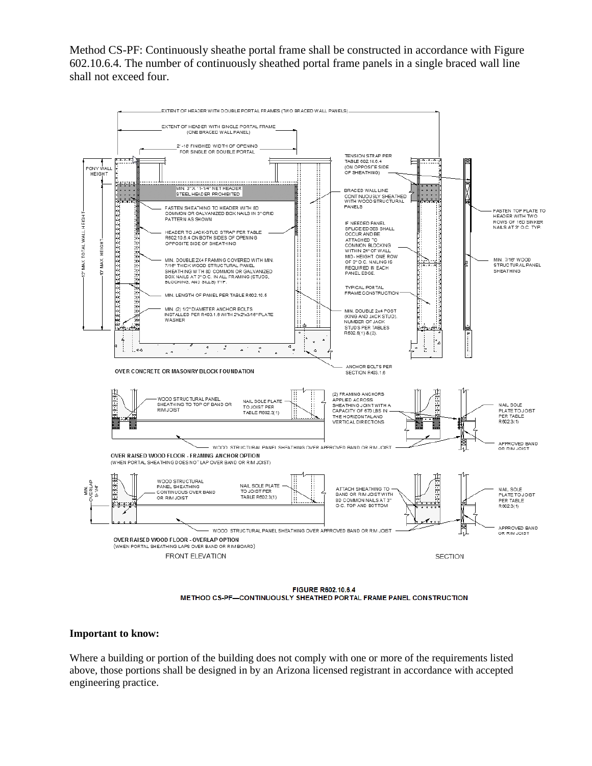Method CS-PF: Continuously sheathe portal frame shall be constructed in accordance with Figure 602.10.6.4. The number of continuously sheathed portal frame panels in a single braced wall line shall not exceed four.

EXTENT OF HEADER WITH DOUBLE PORTAL FRAMES (TWO BRACED WALL PANELS)

EXTENT OF HEADER WITH SINGLE PORTAL FRAME (ONE BRACED WALL PANEL)

2' -18' FINISHED WIDTH OF OPENING FOR SINGLE OR DOUBLE PORTAL

PONY WALL HEIGHT

12' MAX TOTAL WALL HEIGHT

10' MAX. HEIGHT

MIN. 3" X 11-1/4" NET HEADER STEEL HEADER PROHIBITED

FASTEN SHEATHING TO HEADER WITH 8D COMMON OR GALVANIZED BOX NAILS IN 3" GRID PATTERN AS SHOWN

HEADER TO JACK-STUD STRAP PER TABLE R602.10.6.4 ON BOTH SIDES OF OPENING OPPOSITE SIDE OF SHEATHING

MIN. DOUBLE 2X4 FRAMING COVERED WITH MIN. 7/16" THICK WOOD STRUCTURAL PANEL SHEATHING WITH 8D COMMON OR GALVANIZED BOX NAILS AT 3" O.C. IN ALL FRAMING (STUDS, BLOCKING, AND SILLS) TYP.

MIN. LENGTH OF PANEL PER TABLE R602.10.5

MIN. (2) 1/2" DIAMETER ANCHOR BOLTS INSTALLED PER R403.1.6 WITH 2"x2"x3/16" PLATE WASHER

TENSION STRAP PER TABLE 602.10.6.4 (ON OPPOSITE SIDE OF SHEATHING)

BRACED WALL LINE CONTINUOUSLY SHEATHED WITH WOOD STRUCTURAL PANELS

IF NEEDED PANEL SPLICE EDGES SHALL OCCUR AND BE ATTACHED TO COMMON BLOCKING WITHIN 24" OF WALL MID-HEIGHT ONE ROW OF 3" O.C. NAILING IS REQUIRED IN EACH PANEL EDGE.

TYPICAL PORTAL FRAME CONSTRUCTION

MIN. DOUBLE 2x4 POST (KING AND JACK STUD). NUMBER OF JACK STUDS PER TABLES R502.5(1) & (2).

ANCHOR BOLTS PER SECTION R403.1.6

FASTEN TOP PLATE TO HEADER WITH TWO ROWS OF 16D SINKER NAILS AT 3" O.C. TYP.

MIN. 7/16" WOOD STRUCTURAL PANEL SHEATHING

OVER CONCRETE OR MASONRY BLOCK FOUNDATION

WOOD STRUCTURAL PANEL SHEATHING TO TOP OF BAND OR RIM JOIST

NAIL SOLE PLATE TO JOIST PER TABLE R602.3(1)

(2) FRAMING ANCHORS APPLIED ACROSS SHEATHING JOINT WITH A CAPACITY OF 670 LBS IN THE HORIZONTAL AND VERTICAL DIRECTIONS

NAIL SOLE PLATE TO JOIST PER TABLE R602.3(1)

APPROVED BAND OR RIM JOIST

WOOD STRUCTURAL PANEL SHEATHING OVER APPROVED BAND OR RIM JOIST

OVER RAISED WOOD FLOOR - FRAMING ANCHOR OPTION
(WHEN PORTAL SHEATHING DOES NOT LAP OVER BAND OR RIM JOIST)

MIN OVERLAP 5-1/4"

WOOD STRUCTURAL PANEL SHEATHING CONTINUOUS OVER BAND OR RIM JOIST

NAIL SOLE PLATE TO JOIST PER TABLE R602.3(1)

ATTACH SHEATHING TO BAND OR RIM JOIST WITH 8D COMMON NAILS AT 3" O.C. TOP AND BOTTOM

NAIL SOLE PLATE TO JOIST PER TABLE R602.3(1)

APPROVED BAND OR RIM JOIST

WOOD STRUCTURAL PANEL SHEATHING OVER APPROVED BAND OR RIM JOIST

OVER RAISED WOOD FLOOR - OVERLAP OPTION
(WHEN PORTAL SHEATHING LAPS OVER BAND OR RIM BOARD)

FRONT ELEVATION

SECTION

**FIGURE R602.10.6.4**
**METHOD CS-PF—CONTINUOUSLY SHEATHED PORTAL FRAME PANEL CONSTRUCTION**

**Important to know:**

Where a building or portion of the building does not comply with one or more of the requirements listed above, those portions shall be designed in by an Arizona licensed registrant in accordance with accepted engineering practice.